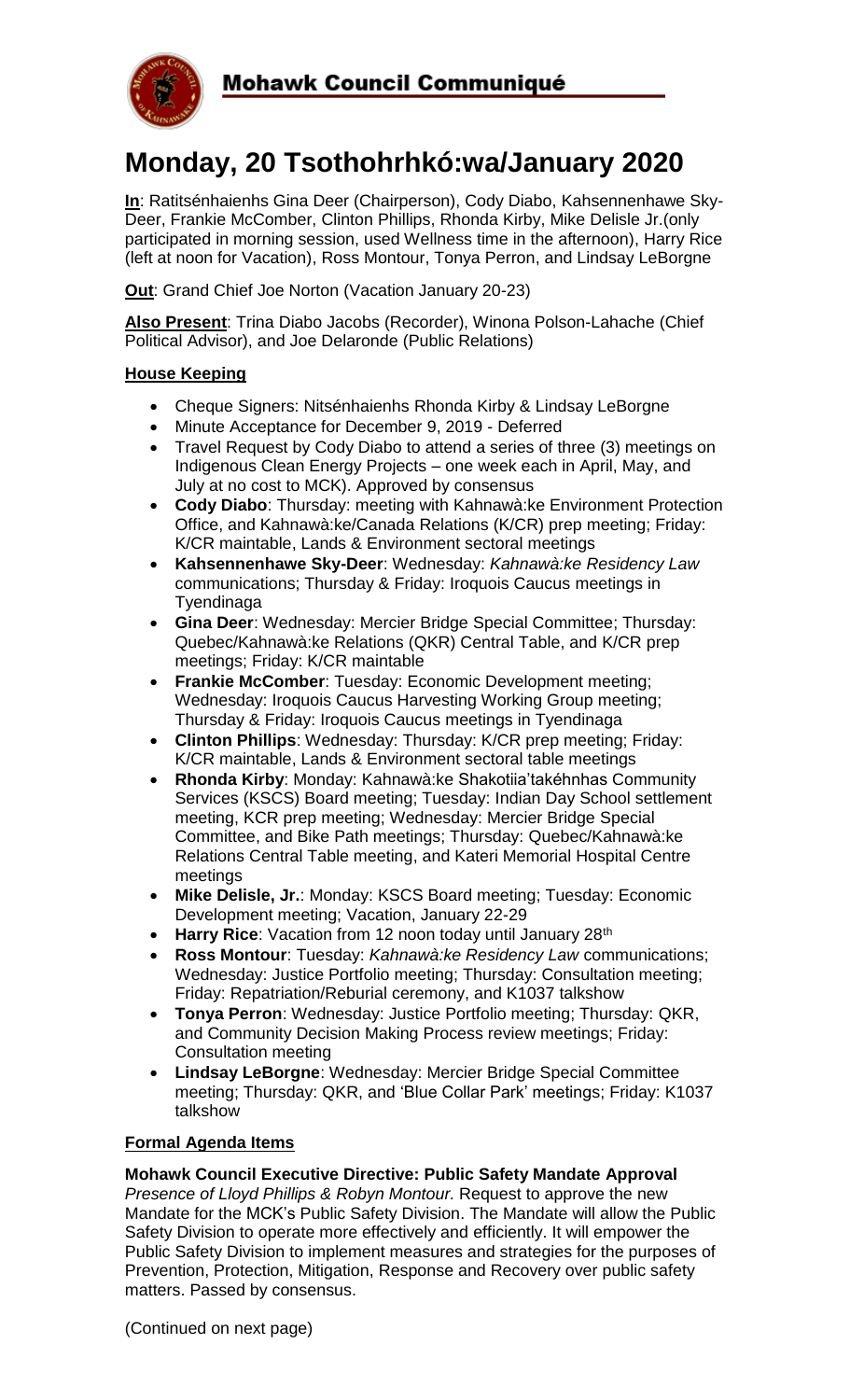**Mohawk Council Communiqué**

# Monday, 20 Tsothohrhkó:wa/January 2020

**In**: Ratitsénhaienhs Gina Deer (Chairperson), Cody Diabo, Kahsennenhawe Sky-Deer, Frankie McComber, Clinton Phillips, Rhonda Kirby, Mike Delisle Jr.(only participated in morning session, used Wellness time in the afternoon), Harry Rice (left at noon for Vacation), Ross Montour, Tonya Perron, and Lindsay LeBorgne

**Out**: Grand Chief Joe Norton (Vacation January 20-23)

**Also Present**: Trina Diabo Jacobs (Recorder), Winona Polson-Lahache (Chief Political Advisor), and Joe Delaronde (Public Relations)

**House Keeping**

- Cheque Signers: Nitsénhaienhs Rhonda Kirby & Lindsay LeBorgne
- Minute Acceptance for December 9, 2019 - Deferred
- Travel Request by Cody Diabo to attend a series of three (3) meetings on Indigenous Clean Energy Projects – one week each in April, May, and July at no cost to MCK). Approved by consensus
- **Cody Diabo**: Thursday: meeting with Kahnawà:ke Environment Protection Office, and Kahnawà:ke/Canada Relations (K/CR) prep meeting; Friday: K/CR maintable, Lands & Environment sectoral meetings
- **Kahsennenhawe Sky-Deer**: Wednesday: *Kahnawà:ke Residency Law* communications; Thursday & Friday: Iroquois Caucus meetings in Tyendinaga
- **Gina Deer**: Wednesday: Mercier Bridge Special Committee; Thursday: Quebec/Kahnawà:ke Relations (QKR) Central Table, and K/CR prep meetings; Friday: K/CR maintable
- **Frankie McComber**: Tuesday: Economic Development meeting; Wednesday: Iroquois Caucus Harvesting Working Group meeting; Thursday & Friday: Iroquois Caucus meetings in Tyendinaga
- **Clinton Phillips**: Wednesday: Thursday: K/CR prep meeting; Friday: K/CR maintable, Lands & Environment sectoral table meetings
- **Rhonda Kirby**: Monday: Kahnawà:ke Shakotiia'takéhnhas Community Services (KSCS) Board meeting; Tuesday: Indian Day School settlement meeting, KCR prep meeting; Wednesday: Mercier Bridge Special Committee, and Bike Path meetings; Thursday: Quebec/Kahnawà:ke Relations Central Table meeting, and Kateri Memorial Hospital Centre meetings
- **Mike Delisle, Jr.**: Monday: KSCS Board meeting; Tuesday: Economic Development meeting; Vacation, January 22-29
- **Harry Rice**: Vacation from 12 noon today until January 28th
- **Ross Montour**: Tuesday: *Kahnawà:ke Residency Law* communications; Wednesday: Justice Portfolio meeting; Thursday: Consultation meeting; Friday: Repatriation/Reburial ceremony, and K1037 talkshow
- **Tonya Perron**: Wednesday: Justice Portfolio meeting; Thursday: QKR, and Community Decision Making Process review meetings; Friday: Consultation meeting
- **Lindsay LeBorgne**: Wednesday: Mercier Bridge Special Committee meeting; Thursday: QKR, and 'Blue Collar Park' meetings; Friday: K1037 talkshow

**Formal Agenda Items**

**Mohawk Council Executive Directive: Public Safety Mandate Approval**
*Presence of Lloyd Phillips & Robyn Montour*. Request to approve the new Mandate for the MCK's Public Safety Division. The Mandate will allow the Public Safety Division to operate more effectively and efficiently. It will empower the Public Safety Division to implement measures and strategies for the purposes of Prevention, Protection, Mitigation, Response and Recovery over public safety matters. Passed by consensus.

(Continued on next page)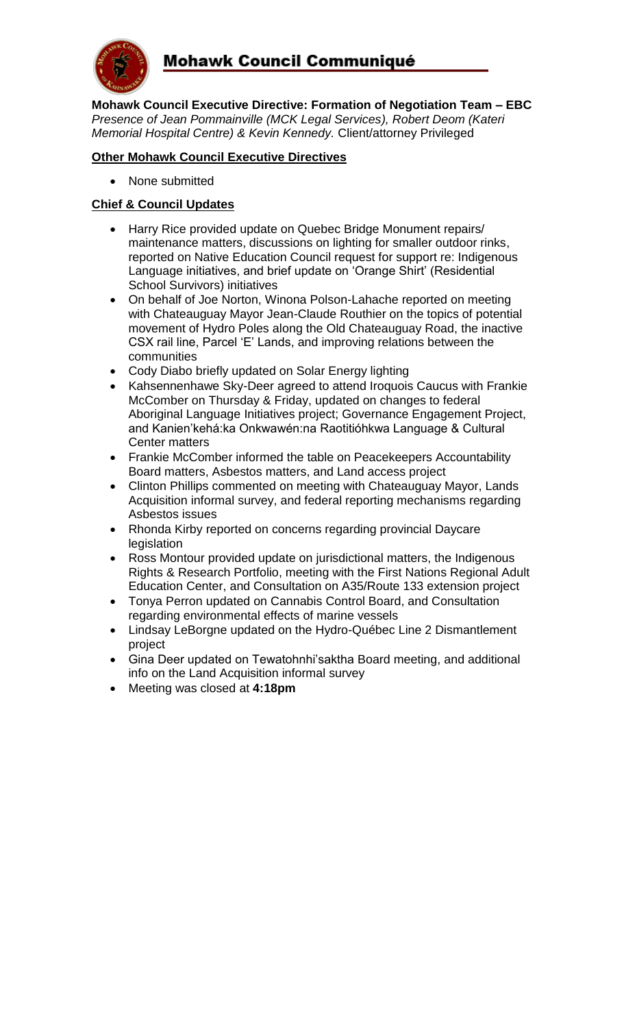**Mohawk Council Executive Directive: Formation of Negotiation Team – EBC**
*Presence of Jean Pommainville (MCK Legal Services), Robert Deom (Kateri Memorial Hospital Centre) & Kevin Kennedy.* Client/attorney Privileged

**Other Mohawk Council Executive Directives**

- None submitted

**Chief & Council Updates**

- Harry Rice provided update on Quebec Bridge Monument repairs/ maintenance matters, discussions on lighting for smaller outdoor rinks, reported on Native Education Council request for support re: Indigenous Language initiatives, and brief update on 'Orange Shirt' (Residential School Survivors) initiatives
- On behalf of Joe Norton, Winona Polson-Lahache reported on meeting with Chateauguay Mayor Jean-Claude Routhier on the topics of potential movement of Hydro Poles along the Old Chateauguay Road, the inactive CSX rail line, Parcel 'E' Lands, and improving relations between the communities
- Cody Diabo briefly updated on Solar Energy lighting
- Kahsennenhawe Sky-Deer agreed to attend Iroquois Caucus with Frankie McComber on Thursday & Friday, updated on changes to federal Aboriginal Language Initiatives project; Governance Engagement Project, and Kanien'kehá:ka Onkwawén:na Raotitióhkwa Language & Cultural Center matters
- Frankie McComber informed the table on Peacekeepers Accountability Board matters, Asbestos matters, and Land access project
- Clinton Phillips commented on meeting with Chateauguay Mayor, Lands Acquisition informal survey, and federal reporting mechanisms regarding Asbestos issues
- Rhonda Kirby reported on concerns regarding provincial Daycare legislation
- Ross Montour provided update on jurisdictional matters, the Indigenous Rights & Research Portfolio, meeting with the First Nations Regional Adult Education Center, and Consultation on A35/Route 133 extension project
- Tonya Perron updated on Cannabis Control Board, and Consultation regarding environmental effects of marine vessels
- Lindsay LeBorgne updated on the Hydro-Québec Line 2 Dismantlement project
- Gina Deer updated on Tewatohnhi'saktha Board meeting, and additional info on the Land Acquisition informal survey
- Meeting was closed at **4:18pm**